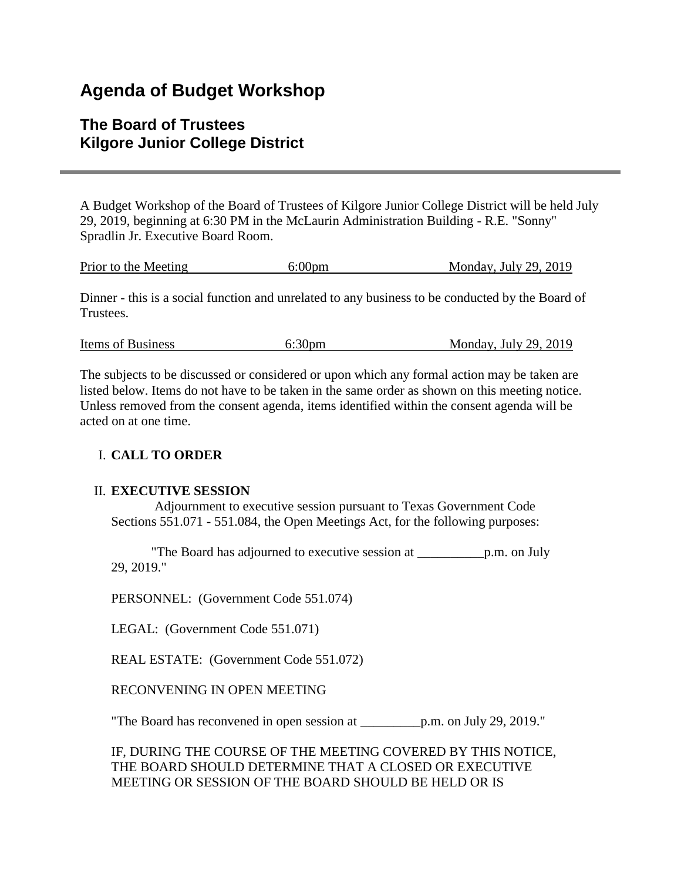# Agenda of Budget Workshop

## The Board of Trustees
## Kilgore Junior College District

---

A Budget Workshop of the Board of Trustees of Kilgore Junior College District will be held July 29, 2019, beginning at 6:30 PM in the McLaurin Administration Building - R.E. "Sonny" Spradlin Jr. Executive Board Room.

| Prior to the Meeting | 6:00pm | Monday, July 29, 2019 |
|---|---|---|

Dinner - this is a social function and unrelated to any business to be conducted by the Board of Trustees.

| Items of Business | 6:30pm | Monday, July 29, 2019 |
|---|---|---|

The subjects to be discussed or considered or upon which any formal action may be taken are listed below. Items do not have to be taken in the same order as shown on this meeting notice. Unless removed from the consent agenda, items identified within the consent agenda will be acted on at one time.

I. **CALL TO ORDER**

II. **EXECUTIVE SESSION**

Adjournment to executive session pursuant to Texas Government Code Sections 551.071 - 551.084, the Open Meetings Act, for the following purposes:

"The Board has adjourned to executive session at __________p.m. on July 29, 2019."

PERSONNEL: (Government Code 551.074)

LEGAL: (Government Code 551.071)

REAL ESTATE: (Government Code 551.072)

RECONVENING IN OPEN MEETING

"The Board has reconvened in open session at _________p.m. on July 29, 2019."

IF, DURING THE COURSE OF THE MEETING COVERED BY THIS NOTICE, THE BOARD SHOULD DETERMINE THAT A CLOSED OR EXECUTIVE MEETING OR SESSION OF THE BOARD SHOULD BE HELD OR IS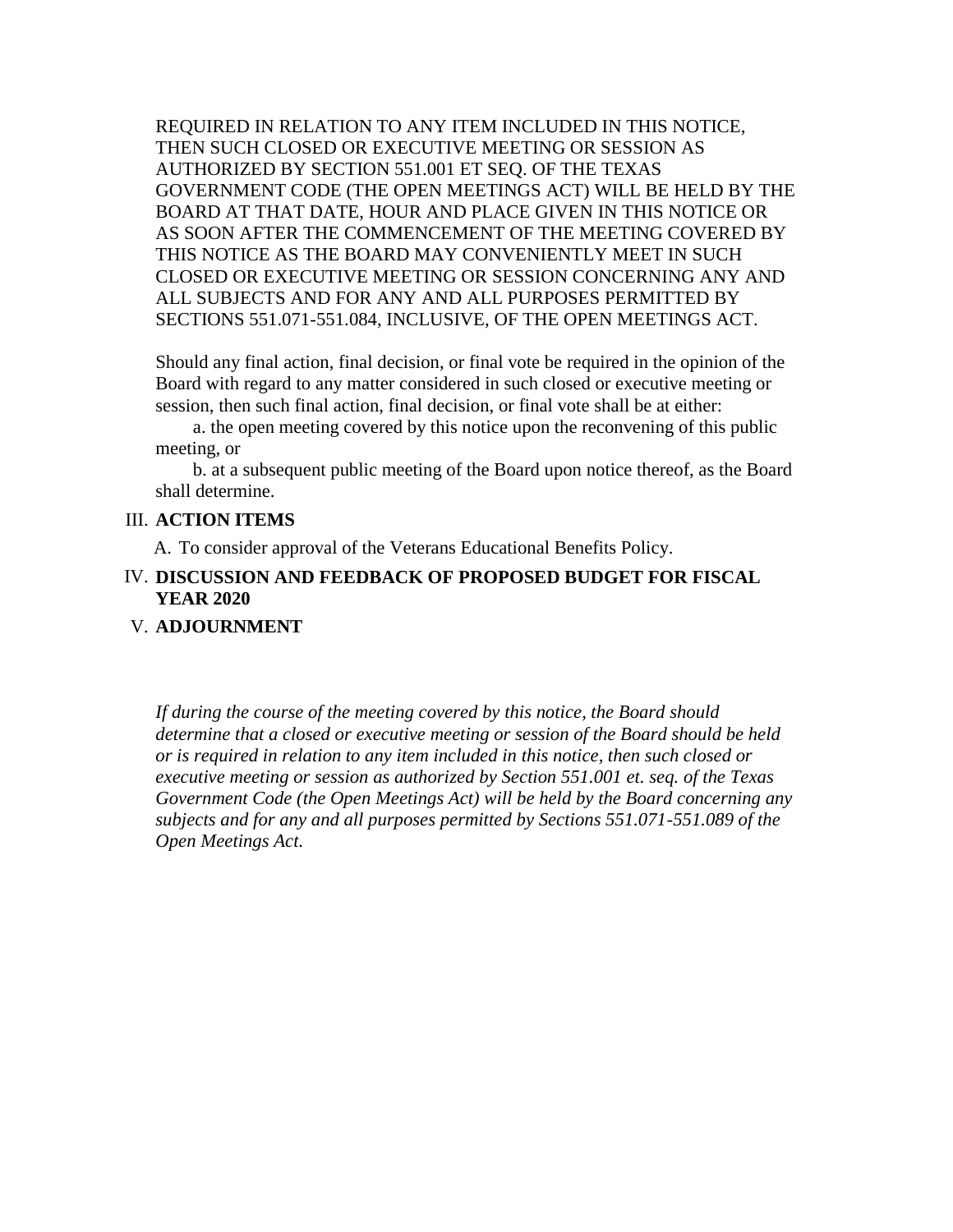REQUIRED IN RELATION TO ANY ITEM INCLUDED IN THIS NOTICE, THEN SUCH CLOSED OR EXECUTIVE MEETING OR SESSION AS AUTHORIZED BY SECTION 551.001 ET SEQ. OF THE TEXAS GOVERNMENT CODE (THE OPEN MEETINGS ACT) WILL BE HELD BY THE BOARD AT THAT DATE, HOUR AND PLACE GIVEN IN THIS NOTICE OR AS SOON AFTER THE COMMENCEMENT OF THE MEETING COVERED BY THIS NOTICE AS THE BOARD MAY CONVENIENTLY MEET IN SUCH CLOSED OR EXECUTIVE MEETING OR SESSION CONCERNING ANY AND ALL SUBJECTS AND FOR ANY AND ALL PURPOSES PERMITTED BY SECTIONS 551.071-551.084, INCLUSIVE, OF THE OPEN MEETINGS ACT.

Should any final action, final decision, or final vote be required in the opinion of the Board with regard to any matter considered in such closed or executive meeting or session, then such final action, final decision, or final vote shall be at either:

a. the open meeting covered by this notice upon the reconvening of this public meeting, or

b. at a subsequent public meeting of the Board upon notice thereof, as the Board shall determine.

III. **ACTION ITEMS**

A. To consider approval of the Veterans Educational Benefits Policy.

IV. **DISCUSSION AND FEEDBACK OF PROPOSED BUDGET FOR FISCAL YEAR 2020**

V. **ADJOURNMENT**

*If during the course of the meeting covered by this notice, the Board should determine that a closed or executive meeting or session of the Board should be held or is required in relation to any item included in this notice, then such closed or executive meeting or session as authorized by Section 551.001 et. seq. of the Texas Government Code (the Open Meetings Act) will be held by the Board concerning any subjects and for any and all purposes permitted by Sections 551.071-551.089 of the Open Meetings Act.*